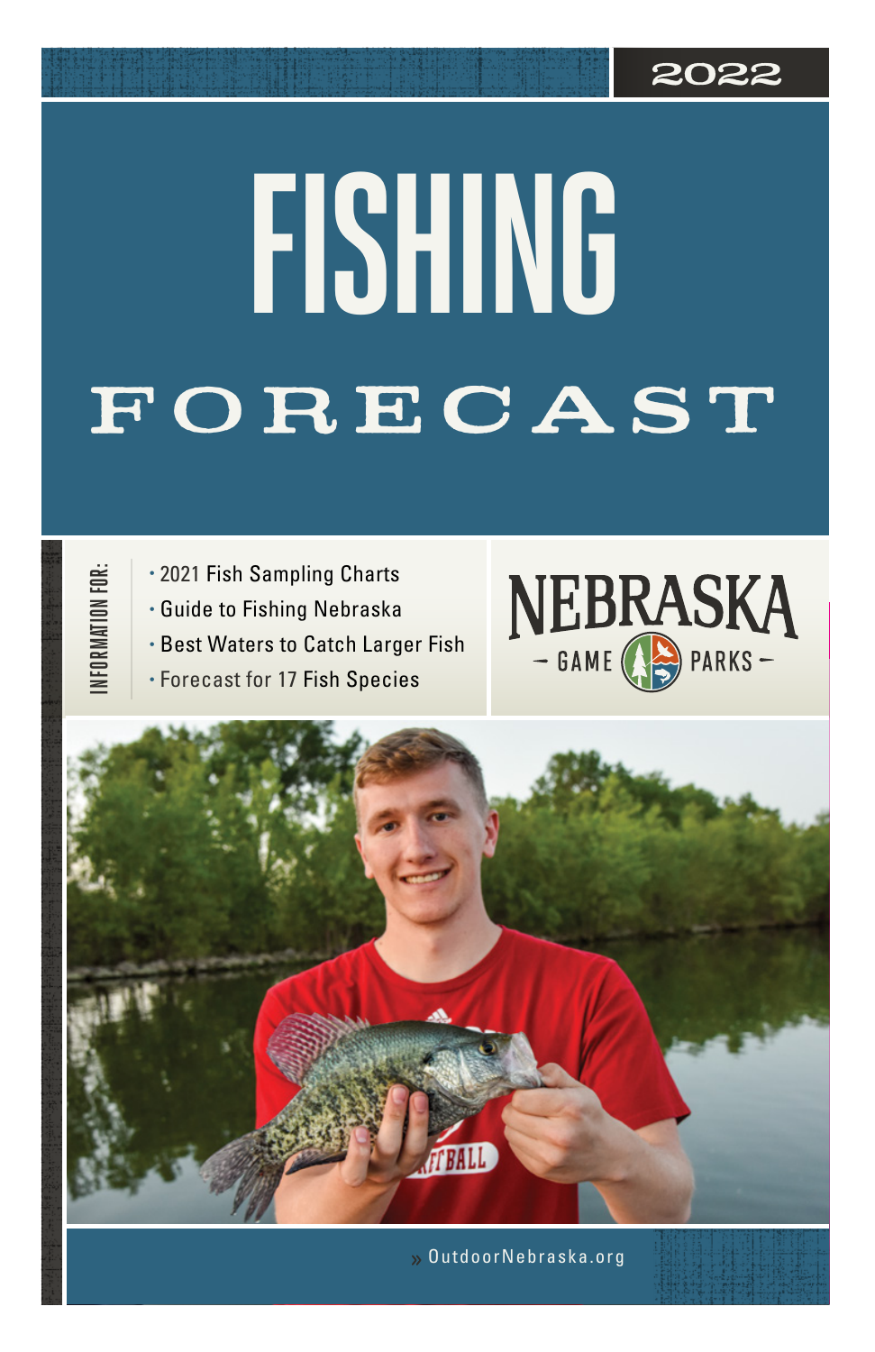2022

# FISHING

# FORECAST

INFORMATION FOR:

- 2021 Fish Sampling Charts
- Guide to Fishing Nebraska
- Best Waters to Catch Larger Fish
- Forecast for 17 Fish Species

NEBRASKA
– GAME PARKS –

» OutdoorNebraska.org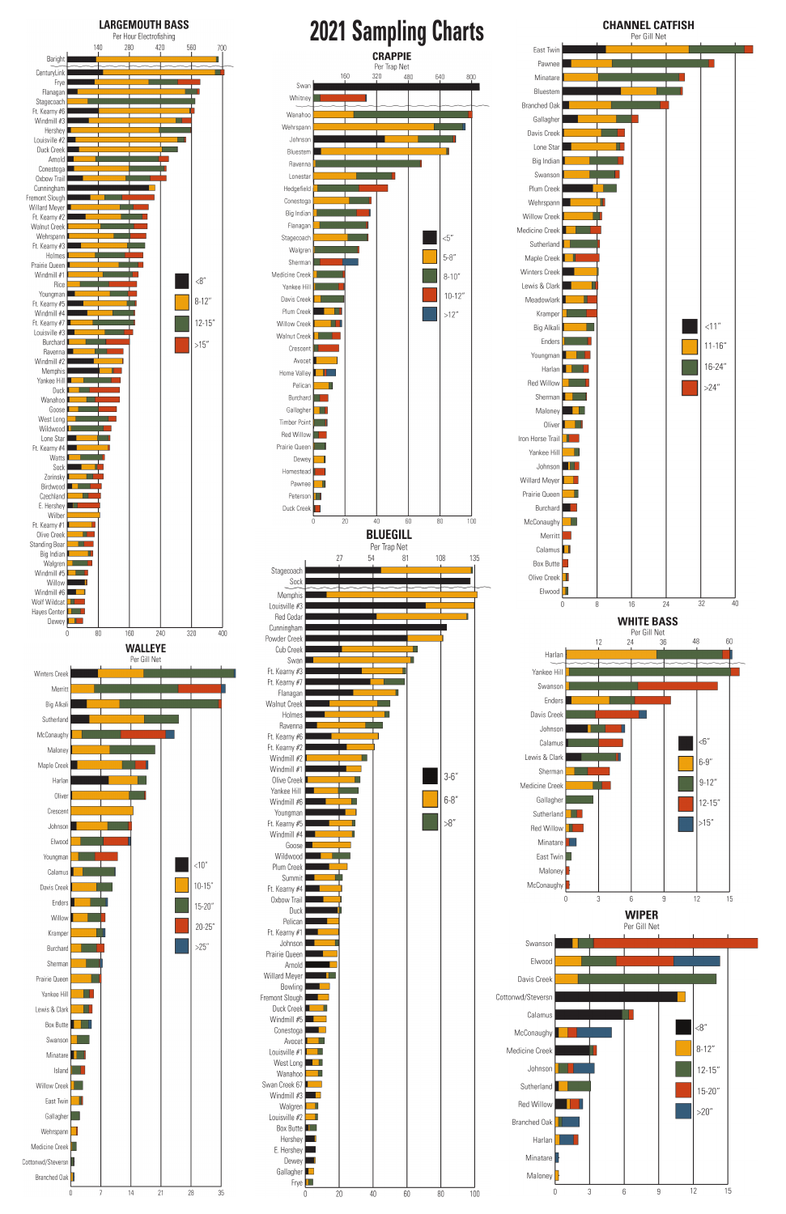# 2021 Sampling Charts

## LARGEMOUTH BASS

Per Hour Electrofishing

Legend: <8" | 8-12" | 12-15" | >15"

Baright, CenturyLink, Frye, Flanagan, Stagecoach, Ft. Kearny #6, Windmill #3, Hershey, Louisville #2, Duck Creek, Arnold, Conestoga, Oxbow Trail, Cunningham, Fremont Slough, Willard Meyer, Ft. Kearny #2, Walnut Creek, Wehrspann, Ft. Kearny #3, Holmes, Prairie Queen, Windmill #1, Rice, Youngman, Ft. Kearny #5, Windmill #4, Ft. Kearny #7, Louisville #3, Burchard, Ravenna, Windmill #2, Memphis, Yankee Hill, Duck, Wanahoo, Goose, West Long, Wildwood, Lone Star, Ft. Kearny #4, Watts, Sock, Zorinsky, Birdwood, Czechland, E. Hershey, Wilber, Ft. Kearny #1, Olive Creek, Standing Bear, Big Indian, Walgren, Windmill #5, Willow, Windmill #6, Wolf Wildcat, Hayes Center, Dewey

Axis: 0, 80, 160, 240, 320, 400 (upper scale: 140, 280, 420, 560, 700)

## CRAPPIE

Per Trap Net

Legend: <5" | 5-8" | 8-10" | 10-12" | >12"

Swan, Whitney, Wanahoo, Wehrspann, Johnson, Bluestem, Ravenna, Lonestar, Hedgefield, Conestoga, Big Indian, Flanagan, Stagecoach, Walgren, Sherman, Medicine Creek, Yankee Hill, Davis Creek, Plum Creek, Willow Creek, Walnut Creek, Crescent, Avocet, Home Valley, Pelican, Burchard, Gallagher, Timber Point, Red Willow, Prairie Queen, Dewey, Homestead, Pawnee, Peterson, Duck Creek

Axis: 0, 20, 40, 60, 80, 100 (upper scale: 160, 320, 480, 640, 800)

## CHANNEL CATFISH

Per Gill Net

Legend: <11" | 11-16" | 16-24" | >24"

East Twin, Pawnee, Minatare, Bluestem, Branched Oak, Gallagher, Davis Creek, Lone Star, Big Indian, Swanson, Plum Creek, Wehrspann, Willow Creek, Medicine Creek, Sutherland, Maple Creek, Winters Creek, Lewis & Clark, Meadowlark, Kramper, Big Alkali, Enders, Youngman, Harlan, Red Willow, Sherman, Maloney, Oliver, Iron Horse Trail, Yankee Hill, Johnson, Willard Meyer, Prairie Queen, Burchard, McConaughy, Merritt, Calamus, Box Butte, Olive Creek, Elwood

Axis: 0, 8, 16, 24, 32, 40

## WALLEYE

Per Gill Net

Legend: <10" | 10-15" | 15-20" | 20-25" | >25"

Winters Creek, Merritt, Big Alkali, Sutherland, McConaughy, Maloney, Maple Creek, Harlan, Oliver, Crescent, Johnson, Elwood, Youngman, Calamus, Davis Creek, Enders, Willow, Kramper, Burchard, Sherman, Prairie Queen, Yankee Hill, Lewis & Clark, Box Butte, Swanson, Minatare, Island, Willow Creek, East Twin, Gallagher, Wehrspann, Medicine Creek, Cottonwd/Steverson, Branched Oak

Axis: 0, 7, 14, 21, 28, 35

## BLUEGILL

Per Trap Net

Legend: 3-6" | 6-8" | >8"

Stagecoach, Sock, Memphis, Louisville #3, Red Cedar, Cunningham, Powder Creek, Cub Creek, Swan, Ft. Kearny #3, Ft. Kearny #7, Flanagan, Walnut Creek, Holmes, Ravenna, Ft. Kearny #6, Ft. Kearny #2, Windmill #2, Windmill #1, Olive Creek, Yankee Hill, Windmill #6, Youngman, Ft. Kearny #5, Windmill #4, Goose, Wildwood, Plum Creek, Summit, Ft. Kearny #4, Oxbow Trail, Duck, Pelican, Ft. Kearny #1, Johnson, Prairie Queen, Arnold, Willard Meyer, Bowling, Fremont Slough, Duck Creek, Windmill #5, Conestoga, Avocet, Louisville #1, West Long, Wanahoo, Swan Creek 67, Windmill #3, Walgren, Louisville #2, Box Butte, Hershey, E. Hershey, Dewey, Gallagher, Frye

Axis: 0, 20, 40, 60, 80, 100 (upper scale: 27, 54, 81, 108, 135)

## WHITE BASS

Per Gill Net

Legend: <6" | 6-9" | 9-12" | 12-15" | >15"

Harlan, Yankee Hill, Swanson, Enders, Davis Creek, Johnson, Calamus, Lewis & Clark, Sherman, Medicine Creek, Gallagher, Sutherland, Red Willow, Minatare, East Twin, Maloney, McConaughy

Axis: 0, 3, 6, 9, 12, 15 (upper scale: 12, 24, 36, 48, 60)

## WIPER

Per Gill Net

Legend: <8" | 8-12" | 12-15" | 15-20" | >20"

Swanson, Elwood, Davis Creek, Cottonwd/Steverson, Calamus, McConaughy, Medicine Creek, Johnson, Sutherland, Red Willow, Branched Oak, Harlan, Minatare, Maloney

Axis: 0, 3, 6, 9, 12, 15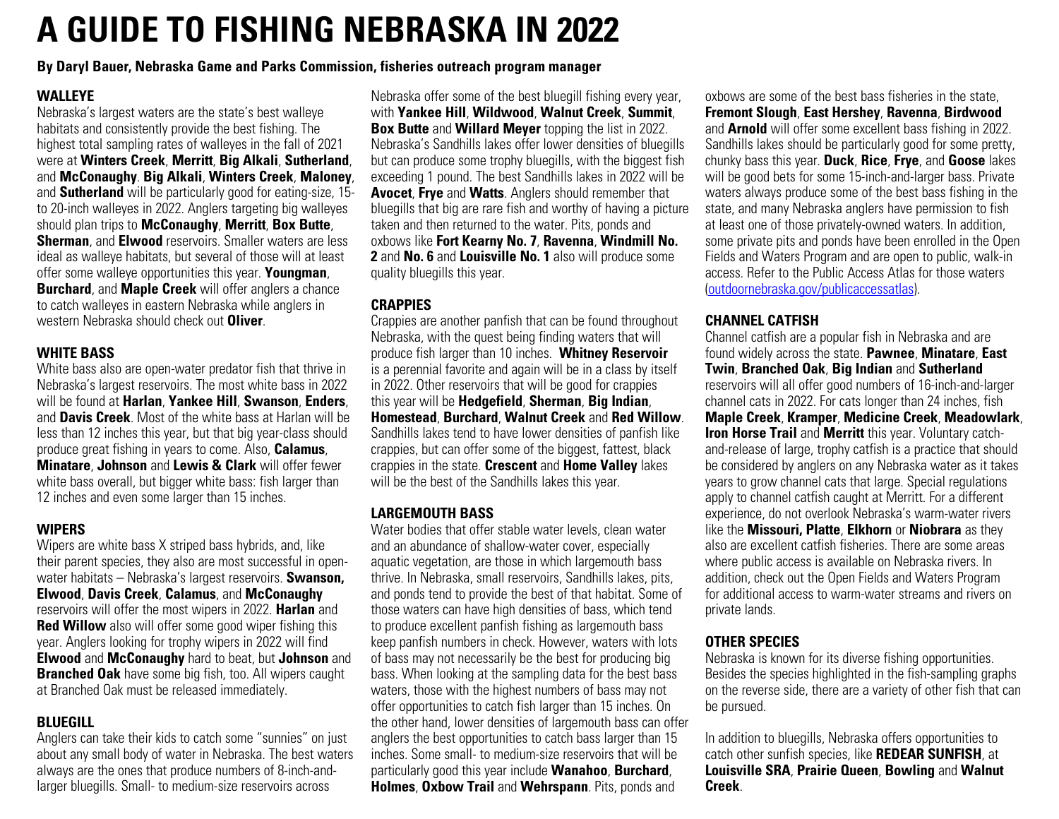# A GUIDE TO FISHING NEBRASKA IN 2022

**By Daryl Bauer, Nebraska Game and Parks Commission, fisheries outreach program manager**

## WALLEYE

Nebraska's largest waters are the state's best walleye habitats and consistently provide the best fishing. The highest total sampling rates of walleyes in the fall of 2021 were at **Winters Creek**, **Merritt**, **Big Alkali**, **Sutherland**, and **McConaughy**. **Big Alkali**, **Winters Creek**, **Maloney**, and **Sutherland** will be particularly good for eating-size, 15- to 20-inch walleyes in 2022. Anglers targeting big walleyes should plan trips to **McConaughy**, **Merritt**, **Box Butte**, **Sherman**, and **Elwood** reservoirs. Smaller waters are less ideal as walleye habitats, but several of those will at least offer some walleye opportunities this year. **Youngman**, **Burchard**, and **Maple Creek** will offer anglers a chance to catch walleyes in eastern Nebraska while anglers in western Nebraska should check out **Oliver**.

## WHITE BASS

White bass also are open-water predator fish that thrive in Nebraska's largest reservoirs. The most white bass in 2022 will be found at **Harlan**, **Yankee Hill**, **Swanson**, **Enders**, and **Davis Creek**. Most of the white bass at Harlan will be less than 12 inches this year, but that big year-class should produce great fishing in years to come. Also, **Calamus**, **Minatare**, **Johnson** and **Lewis & Clark** will offer fewer white bass overall, but bigger white bass: fish larger than 12 inches and even some larger than 15 inches.

## WIPERS

Wipers are white bass X striped bass hybrids, and, like their parent species, they also are most successful in open-water habitats – Nebraska's largest reservoirs. **Swanson, Elwood**, **Davis Creek**, **Calamus**, and **McConaughy** reservoirs will offer the most wipers in 2022. **Harlan** and **Red Willow** also will offer some good wiper fishing this year. Anglers looking for trophy wipers in 2022 will find **Elwood** and **McConaughy** hard to beat, but **Johnson** and **Branched Oak** have some big fish, too. All wipers caught at Branched Oak must be released immediately.

## BLUEGILL

Anglers can take their kids to catch some "sunnies" on just about any small body of water in Nebraska. The best waters always are the ones that produce numbers of 8-inch-and-larger bluegills. Small- to medium-size reservoirs across Nebraska offer some of the best bluegill fishing every year, with **Yankee Hill**, **Wildwood**, **Walnut Creek**, **Summit**, **Box Butte** and **Willard Meyer** topping the list in 2022. Nebraska's Sandhills lakes offer lower densities of bluegills but can produce some trophy bluegills, with the biggest fish exceeding 1 pound. The best Sandhills lakes in 2022 will be **Avocet**, **Frye** and **Watts**. Anglers should remember that bluegills that big are rare fish and worthy of having a picture taken and then returned to the water. Pits, ponds and oxbows like **Fort Kearny No. 7**, **Ravenna**, **Windmill No. 2** and **No. 6** and **Louisville No. 1** also will produce some quality bluegills this year.

## CRAPPIES

Crappies are another panfish that can be found throughout Nebraska, with the quest being finding waters that will produce fish larger than 10 inches. **Whitney Reservoir** is a perennial favorite and again will be in a class by itself in 2022. Other reservoirs that will be good for crappies this year will be **Hedgefield**, **Sherman**, **Big Indian**, **Homestead**, **Burchard**, **Walnut Creek** and **Red Willow**. Sandhills lakes tend to have lower densities of panfish like crappies, but can offer some of the biggest, fattest, black crappies in the state. **Crescent** and **Home Valley** lakes will be the best of the Sandhills lakes this year.

## LARGEMOUTH BASS

Water bodies that offer stable water levels, clean water and an abundance of shallow-water cover, especially aquatic vegetation, are those in which largemouth bass thrive. In Nebraska, small reservoirs, Sandhills lakes, pits, and ponds tend to provide the best of that habitat. Some of those waters can have high densities of bass, which tend to produce excellent panfish fishing as largemouth bass keep panfish numbers in check. However, waters with lots of bass may not necessarily be the best for producing big bass. When looking at the sampling data for the best bass waters, those with the highest numbers of bass may not offer opportunities to catch fish larger than 15 inches. On the other hand, lower densities of largemouth bass can offer anglers the best opportunities to catch bass larger than 15 inches. Some small- to medium-size reservoirs that will be particularly good this year include **Wanahoo**, **Burchard**, **Holmes**, **Oxbow Trail** and **Wehrspann**. Pits, ponds and oxbows are some of the best bass fisheries in the state, **Fremont Slough**, **East Hershey**, **Ravenna**, **Birdwood** and **Arnold** will offer some excellent bass fishing in 2022. Sandhills lakes should be particularly good for some pretty, chunky bass this year. **Duck**, **Rice**, **Frye**, and **Goose** lakes will be good bets for some 15-inch-and-larger bass. Private waters always produce some of the best bass fishing in the state, and many Nebraska anglers have permission to fish at least one of those privately-owned waters. In addition, some private pits and ponds have been enrolled in the Open Fields and Waters Program and are open to public, walk-in access. Refer to the Public Access Atlas for those waters (outdoornebraska.gov/publicaccessatlas).

## CHANNEL CATFISH

Channel catfish are a popular fish in Nebraska and are found widely across the state. **Pawnee**, **Minatare**, **East Twin**, **Branched Oak**, **Big Indian** and **Sutherland** reservoirs will all offer good numbers of 16-inch-and-larger channel cats in 2022. For cats longer than 24 inches, fish **Maple Creek**, **Kramper**, **Medicine Creek**, **Meadowlark**, **Iron Horse Trail** and **Merritt** this year. Voluntary catch-and-release of large, trophy catfish is a practice that should be considered by anglers on any Nebraska water as it takes years to grow channel cats that large. Special regulations apply to channel catfish caught at Merritt. For a different experience, do not overlook Nebraska's warm-water rivers like the **Missouri, Platte**, **Elkhorn** or **Niobrara** as they also are excellent catfish fisheries. There are some areas where public access is available on Nebraska rivers. In addition, check out the Open Fields and Waters Program for additional access to warm-water streams and rivers on private lands.

## OTHER SPECIES

Nebraska is known for its diverse fishing opportunities. Besides the species highlighted in the fish-sampling graphs on the reverse side, there are a variety of other fish that can be pursued.

In addition to bluegills, Nebraska offers opportunities to catch other sunfish species, like **REDEAR SUNFISH**, at **Louisville SRA**, **Prairie Queen**, **Bowling** and **Walnut Creek**.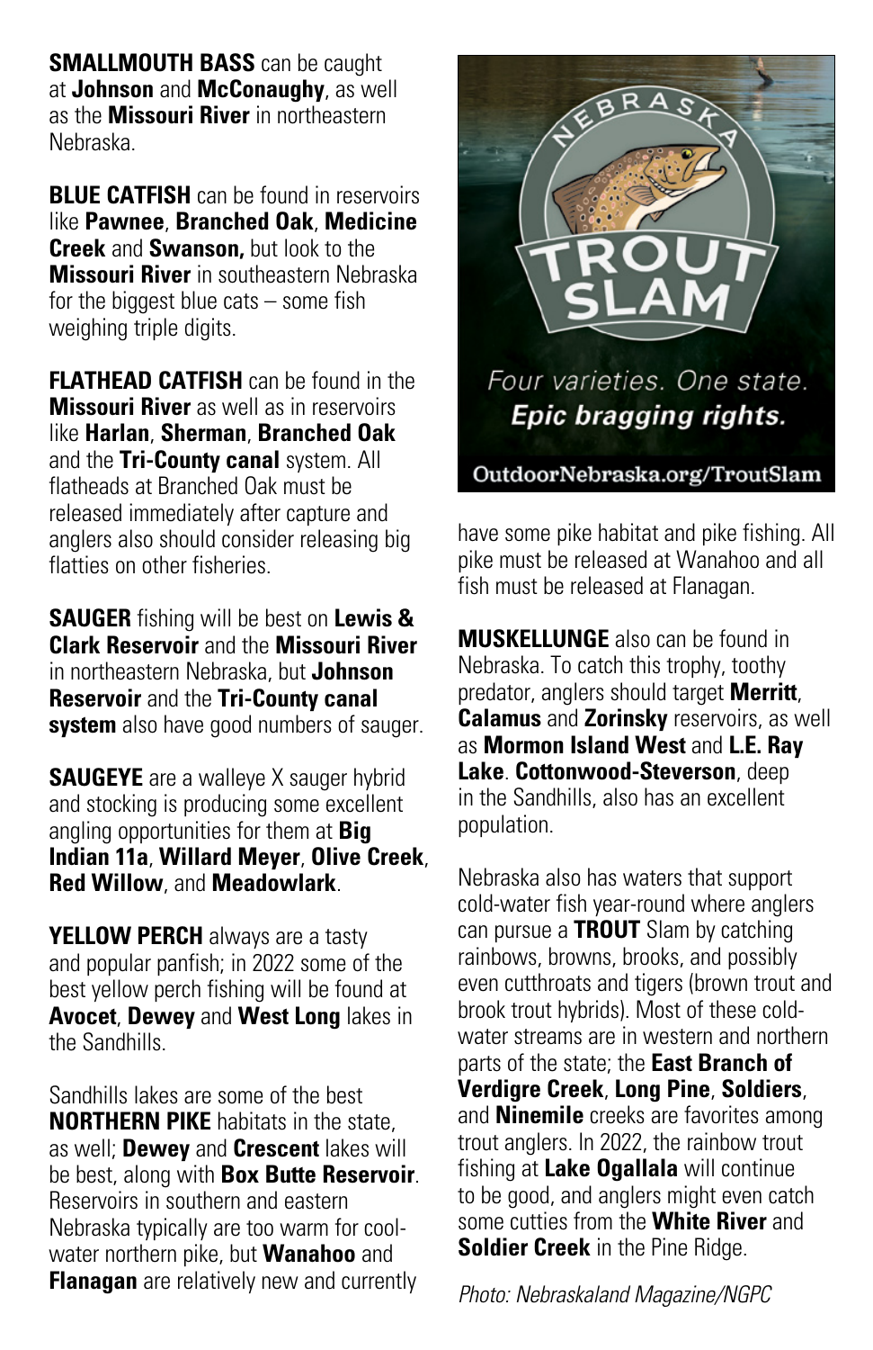**SMALLMOUTH BASS** can be caught at **Johnson** and **McConaughy**, as well as the **Missouri River** in northeastern Nebraska.

**BLUE CATFISH** can be found in reservoirs like **Pawnee**, **Branched Oak**, **Medicine Creek** and **Swanson,** but look to the **Missouri River** in southeastern Nebraska for the biggest blue cats – some fish weighing triple digits.

**FLATHEAD CATFISH** can be found in the **Missouri River** as well as in reservoirs like **Harlan**, **Sherman**, **Branched Oak** and the **Tri-County canal** system. All flatheads at Branched Oak must be released immediately after capture and anglers also should consider releasing big flatties on other fisheries.

**SAUGER** fishing will be best on **Lewis & Clark Reservoir** and the **Missouri River** in northeastern Nebraska, but **Johnson Reservoir** and the **Tri-County canal system** also have good numbers of sauger.

**SAUGEYE** are a walleye X sauger hybrid and stocking is producing some excellent angling opportunities for them at **Big Indian 11a**, **Willard Meyer**, **Olive Creek**, **Red Willow**, and **Meadowlark**.

**YELLOW PERCH** always are a tasty and popular panfish; in 2022 some of the best yellow perch fishing will be found at **Avocet**, **Dewey** and **West Long** lakes in the Sandhills.

Sandhills lakes are some of the best **NORTHERN PIKE** habitats in the state, as well; **Dewey** and **Crescent** lakes will be best, along with **Box Butte Reservoir**. Reservoirs in southern and eastern Nebraska typically are too warm for cool-water northern pike, but **Wanahoo** and **Flanagan** are relatively new and currently have some pike habitat and pike fishing. All pike must be released at Wanahoo and all fish must be released at Flanagan.

NEBRASKA TROUT SLAM

*Four varieties. One state.*

***Epic bragging rights.***

OutdoorNebraska.org/TroutSlam

**MUSKELLUNGE** also can be found in Nebraska. To catch this trophy, toothy predator, anglers should target **Merritt**, **Calamus** and **Zorinsky** reservoirs, as well as **Mormon Island West** and **L.E. Ray Lake**. **Cottonwood-Steverson**, deep in the Sandhills, also has an excellent population.

Nebraska also has waters that support cold-water fish year-round where anglers can pursue a **TROUT** Slam by catching rainbows, browns, brooks, and possibly even cutthroats and tigers (brown trout and brook trout hybrids). Most of these cold-water streams are in western and northern parts of the state; the **East Branch of Verdigre Creek**, **Long Pine**, **Soldiers**, and **Ninemile** creeks are favorites among trout anglers. In 2022, the rainbow trout fishing at **Lake Ogallala** will continue to be good, and anglers might even catch some cutties from the **White River** and **Soldier Creek** in the Pine Ridge.

*Photo: Nebraskaland Magazine/NGPC*